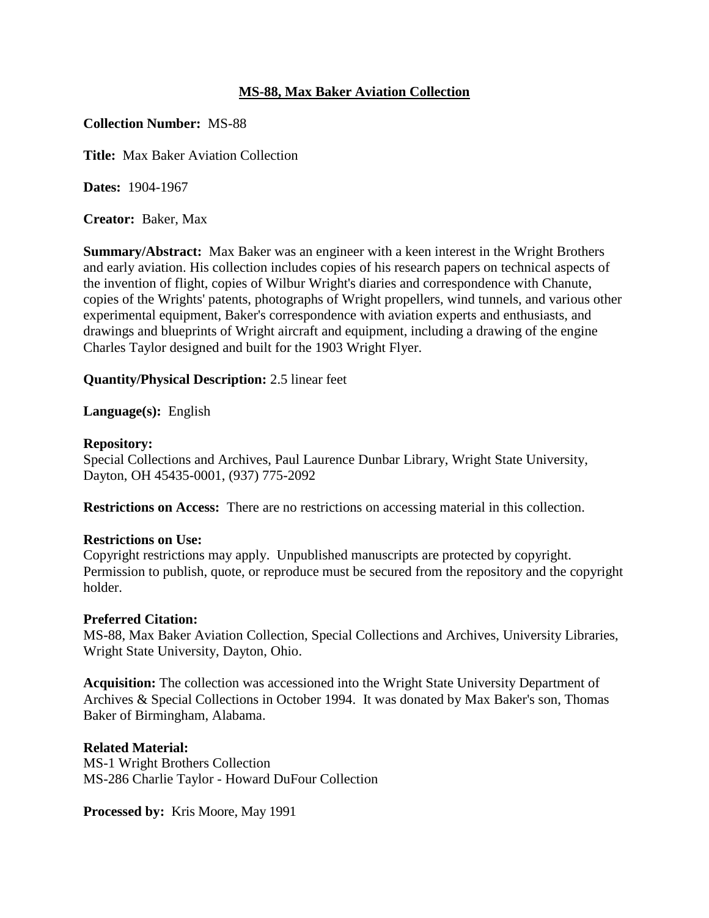# MS-88, Max Baker Aviation Collection

**Collection Number:** MS-88

**Title:** Max Baker Aviation Collection

**Dates:** 1904-1967

**Creator:** Baker, Max

**Summary/Abstract:** Max Baker was an engineer with a keen interest in the Wright Brothers and early aviation. His collection includes copies of his research papers on technical aspects of the invention of flight, copies of Wilbur Wright's diaries and correspondence with Chanute, copies of the Wrights' patents, photographs of Wright propellers, wind tunnels, and various other experimental equipment, Baker's correspondence with aviation experts and enthusiasts, and drawings and blueprints of Wright aircraft and equipment, including a drawing of the engine Charles Taylor designed and built for the 1903 Wright Flyer.

**Quantity/Physical Description:** 2.5 linear feet

**Language(s):** English

**Repository:**
Special Collections and Archives, Paul Laurence Dunbar Library, Wright State University, Dayton, OH 45435-0001, (937) 775-2092

**Restrictions on Access:** There are no restrictions on accessing material in this collection.

**Restrictions on Use:**
Copyright restrictions may apply. Unpublished manuscripts are protected by copyright. Permission to publish, quote, or reproduce must be secured from the repository and the copyright holder.

**Preferred Citation:**
MS-88, Max Baker Aviation Collection, Special Collections and Archives, University Libraries, Wright State University, Dayton, Ohio.

**Acquisition:** The collection was accessioned into the Wright State University Department of Archives & Special Collections in October 1994. It was donated by Max Baker's son, Thomas Baker of Birmingham, Alabama.

**Related Material:**
MS-1 Wright Brothers Collection
MS-286 Charlie Taylor - Howard DuFour Collection

**Processed by:** Kris Moore, May 1991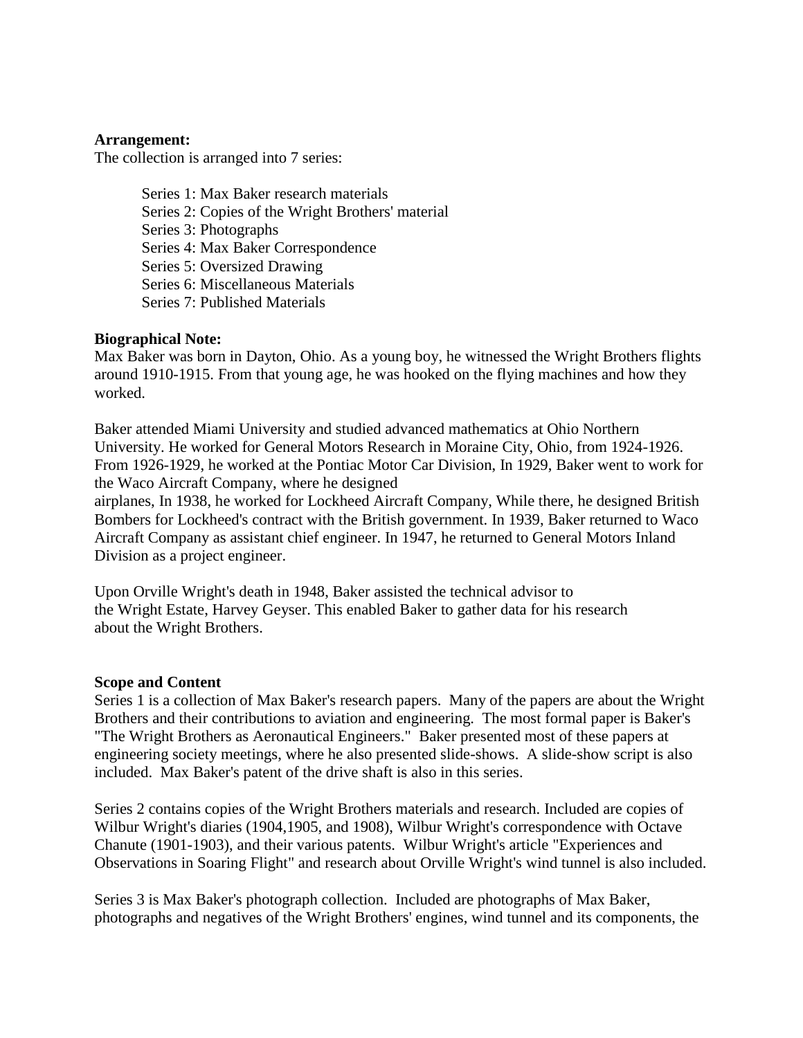**Arrangement:**
The collection is arranged into 7 series:

- Series 1: Max Baker research materials
- Series 2: Copies of the Wright Brothers' material
- Series 3: Photographs
- Series 4: Max Baker Correspondence
- Series 5: Oversized Drawing
- Series 6: Miscellaneous Materials
- Series 7: Published Materials

**Biographical Note:**
Max Baker was born in Dayton, Ohio. As a young boy, he witnessed the Wright Brothers flights around 1910-1915. From that young age, he was hooked on the flying machines and how they worked.

Baker attended Miami University and studied advanced mathematics at Ohio Northern University. He worked for General Motors Research in Moraine City, Ohio, from 1924-1926. From 1926-1929, he worked at the Pontiac Motor Car Division, In 1929, Baker went to work for the Waco Aircraft Company, where he designed airplanes, In 1938, he worked for Lockheed Aircraft Company, While there, he designed British Bombers for Lockheed's contract with the British government. In 1939, Baker returned to Waco Aircraft Company as assistant chief engineer. In 1947, he returned to General Motors Inland Division as a project engineer.

Upon Orville Wright's death in 1948, Baker assisted the technical advisor to the Wright Estate, Harvey Geyser. This enabled Baker to gather data for his research about the Wright Brothers.

**Scope and Content**
Series 1 is a collection of Max Baker's research papers. Many of the papers are about the Wright Brothers and their contributions to aviation and engineering. The most formal paper is Baker's "The Wright Brothers as Aeronautical Engineers." Baker presented most of these papers at engineering society meetings, where he also presented slide-shows. A slide-show script is also included. Max Baker's patent of the drive shaft is also in this series.

Series 2 contains copies of the Wright Brothers materials and research. Included are copies of Wilbur Wright's diaries (1904,1905, and 1908), Wilbur Wright's correspondence with Octave Chanute (1901-1903), and their various patents. Wilbur Wright's article "Experiences and Observations in Soaring Flight" and research about Orville Wright's wind tunnel is also included.

Series 3 is Max Baker's photograph collection. Included are photographs of Max Baker, photographs and negatives of the Wright Brothers' engines, wind tunnel and its components, the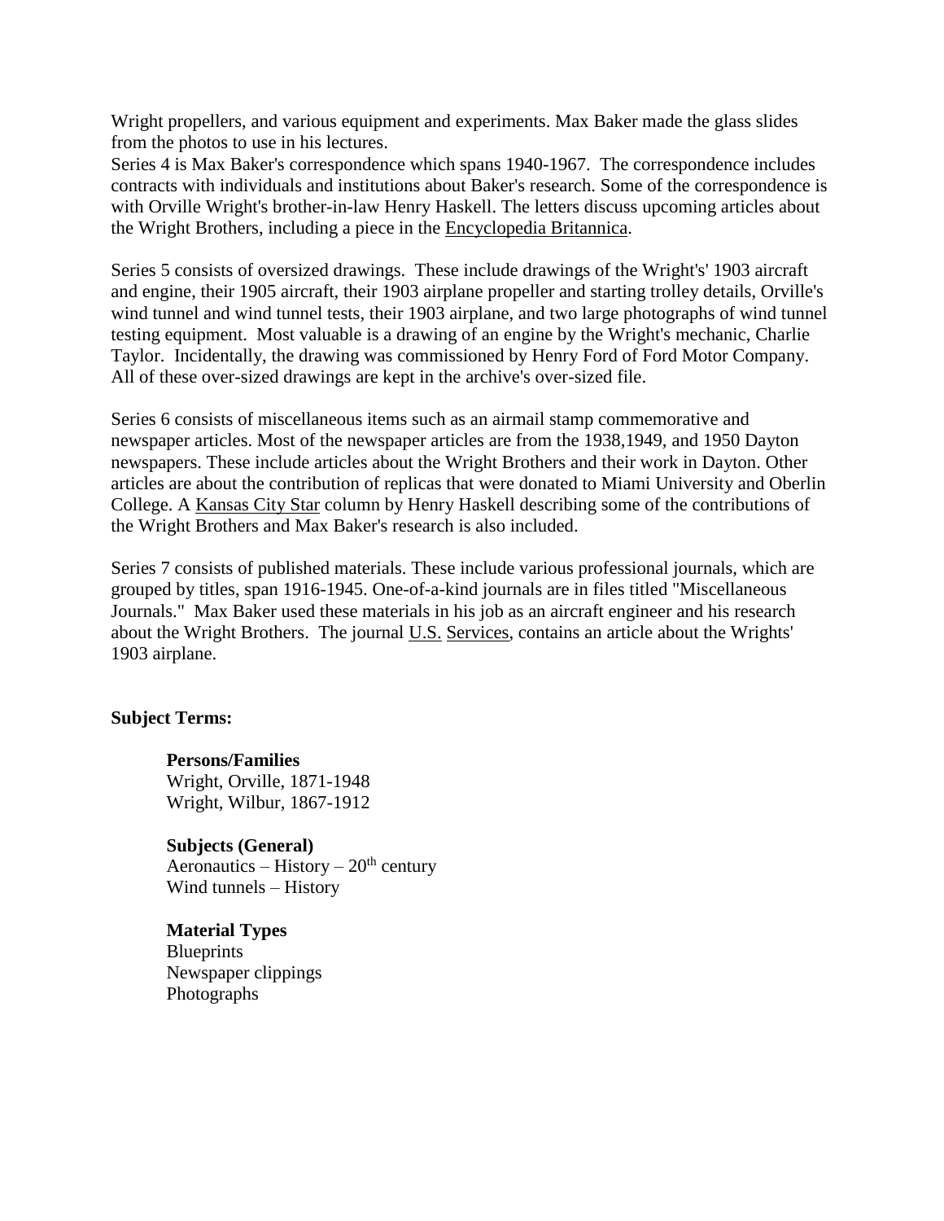Wright propellers, and various equipment and experiments. Max Baker made the glass slides from the photos to use in his lectures.
Series 4 is Max Baker's correspondence which spans 1940-1967. The correspondence includes contracts with individuals and institutions about Baker's research. Some of the correspondence is with Orville Wright's brother-in-law Henry Haskell. The letters discuss upcoming articles about the Wright Brothers, including a piece in the Encyclopedia Britannica.

Series 5 consists of oversized drawings. These include drawings of the Wright's' 1903 aircraft and engine, their 1905 aircraft, their 1903 airplane propeller and starting trolley details, Orville's wind tunnel and wind tunnel tests, their 1903 airplane, and two large photographs of wind tunnel testing equipment. Most valuable is a drawing of an engine by the Wright's mechanic, Charlie Taylor. Incidentally, the drawing was commissioned by Henry Ford of Ford Motor Company. All of these over-sized drawings are kept in the archive's over-sized file.

Series 6 consists of miscellaneous items such as an airmail stamp commemorative and newspaper articles. Most of the newspaper articles are from the 1938,1949, and 1950 Dayton newspapers. These include articles about the Wright Brothers and their work in Dayton. Other articles are about the contribution of replicas that were donated to Miami University and Oberlin College. A Kansas City Star column by Henry Haskell describing some of the contributions of the Wright Brothers and Max Baker's research is also included.

Series 7 consists of published materials. These include various professional journals, which are grouped by titles, span 1916-1945. One-of-a-kind journals are in files titled "Miscellaneous Journals." Max Baker used these materials in his job as an aircraft engineer and his research about the Wright Brothers. The journal U.S. Services, contains an article about the Wrights' 1903 airplane.

**Subject Terms:**

**Persons/Families**
Wright, Orville, 1871-1948
Wright, Wilbur, 1867-1912

**Subjects (General)**
Aeronautics – History – 20th century
Wind tunnels – History

**Material Types**
Blueprints
Newspaper clippings
Photographs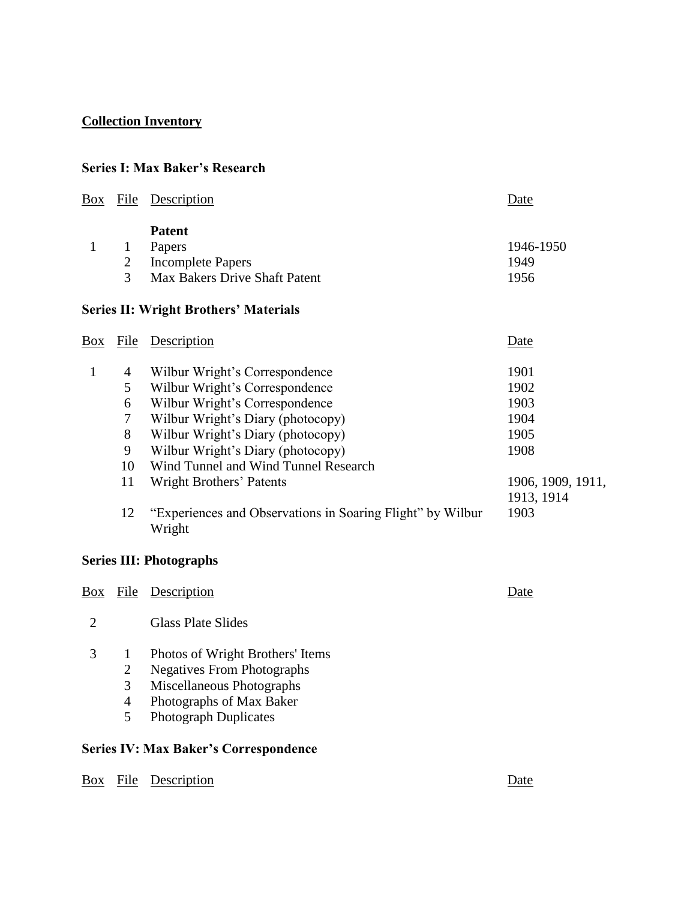## Collection Inventory

### Series I: Max Baker's Research

| Box | File | Description | Date |
|---|---|---|---|
| | | **Patent** | |
| 1 | 1 | Papers | 1946-1950 |
| | 2 | Incomplete Papers | 1949 |
| | 3 | Max Bakers Drive Shaft Patent | 1956 |

### Series II: Wright Brothers' Materials

| Box | File | Description | Date |
|---|---|---|---|
| 1 | 4 | Wilbur Wright's Correspondence | 1901 |
| | 5 | Wilbur Wright's Correspondence | 1902 |
| | 6 | Wilbur Wright's Correspondence | 1903 |
| | 7 | Wilbur Wright's Diary (photocopy) | 1904 |
| | 8 | Wilbur Wright's Diary (photocopy) | 1905 |
| | 9 | Wilbur Wright's Diary (photocopy) | 1908 |
| | 10 | Wind Tunnel and Wind Tunnel Research | |
| | 11 | Wright Brothers' Patents | 1906, 1909, 1911, 1913, 1914 |
| | 12 | "Experiences and Observations in Soaring Flight" by Wilbur Wright | 1903 |

### Series III: Photographs

| Box | File | Description | Date |
|---|---|---|---|
| 2 | | Glass Plate Slides | |
| 3 | 1 | Photos of Wright Brothers' Items | |
| | 2 | Negatives From Photographs | |
| | 3 | Miscellaneous Photographs | |
| | 4 | Photographs of Max Baker | |
| | 5 | Photograph Duplicates | |

### Series IV: Max Baker's Correspondence

| Box | File | Description | Date |
|---|---|---|---|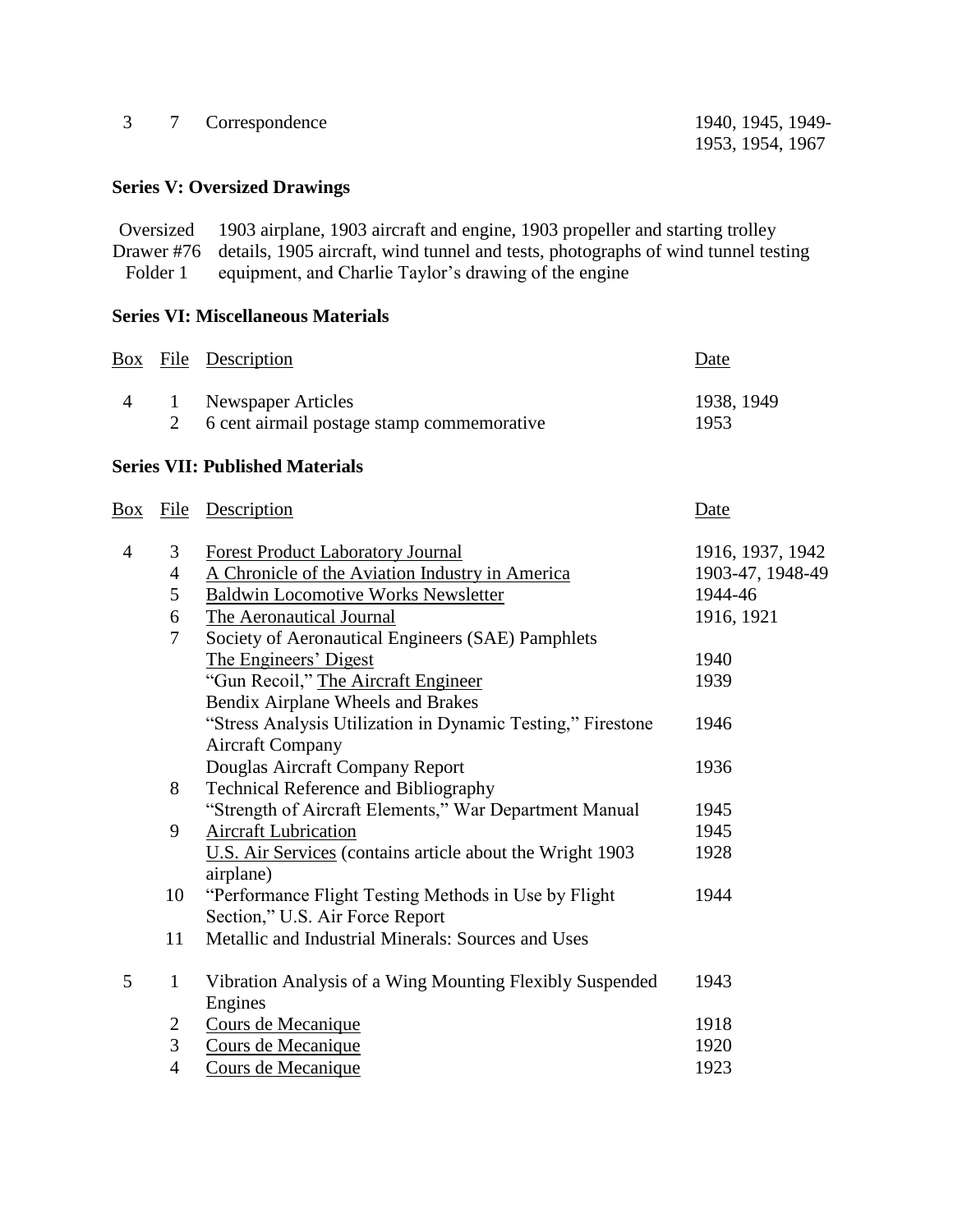| | | | |
|---|---|---|---|
| 3 | 7 | Correspondence | 1940, 1945, 1949-1953, 1954, 1967 |

**Series V: Oversized Drawings**

| | |
|---|---|
| Oversized Drawer #76 Folder 1 | 1903 airplane, 1903 aircraft and engine, 1903 propeller and starting trolley details, 1905 aircraft, wind tunnel and tests, photographs of wind tunnel testing equipment, and Charlie Taylor's drawing of the engine |

**Series VI: Miscellaneous Materials**

| Box | File | Description | Date |
|---|---|---|---|
| 4 | 1 | Newspaper Articles | 1938, 1949 |
| | 2 | 6 cent airmail postage stamp commemorative | 1953 |

**Series VII: Published Materials**

| Box | File | Description | Date |
|---|---|---|---|
| 4 | 3 | Forest Product Laboratory Journal | 1916, 1937, 1942 |
| | 4 | A Chronicle of the Aviation Industry in America | 1903-47, 1948-49 |
| | 5 | Baldwin Locomotive Works Newsletter | 1944-46 |
| | 6 | The Aeronautical Journal | 1916, 1921 |
| | 7 | Society of Aeronautical Engineers (SAE) Pamphlets | |
| | | The Engineers' Digest | 1940 |
| | | "Gun Recoil," The Aircraft Engineer | 1939 |
| | | Bendix Airplane Wheels and Brakes | |
| | | "Stress Analysis Utilization in Dynamic Testing," Firestone Aircraft Company | 1946 |
| | | Douglas Aircraft Company Report | 1936 |
| | 8 | Technical Reference and Bibliography | |
| | | "Strength of Aircraft Elements," War Department Manual | 1945 |
| | 9 | Aircraft Lubrication | 1945 |
| | | U.S. Air Services (contains article about the Wright 1903 airplane) | 1928 |
| | 10 | "Performance Flight Testing Methods in Use by Flight Section," U.S. Air Force Report | 1944 |
| | 11 | Metallic and Industrial Minerals: Sources and Uses | |
| 5 | 1 | Vibration Analysis of a Wing Mounting Flexibly Suspended Engines | 1943 |
| | 2 | Cours de Mecanique | 1918 |
| | 3 | Cours de Mecanique | 1920 |
| | 4 | Cours de Mecanique | 1923 |